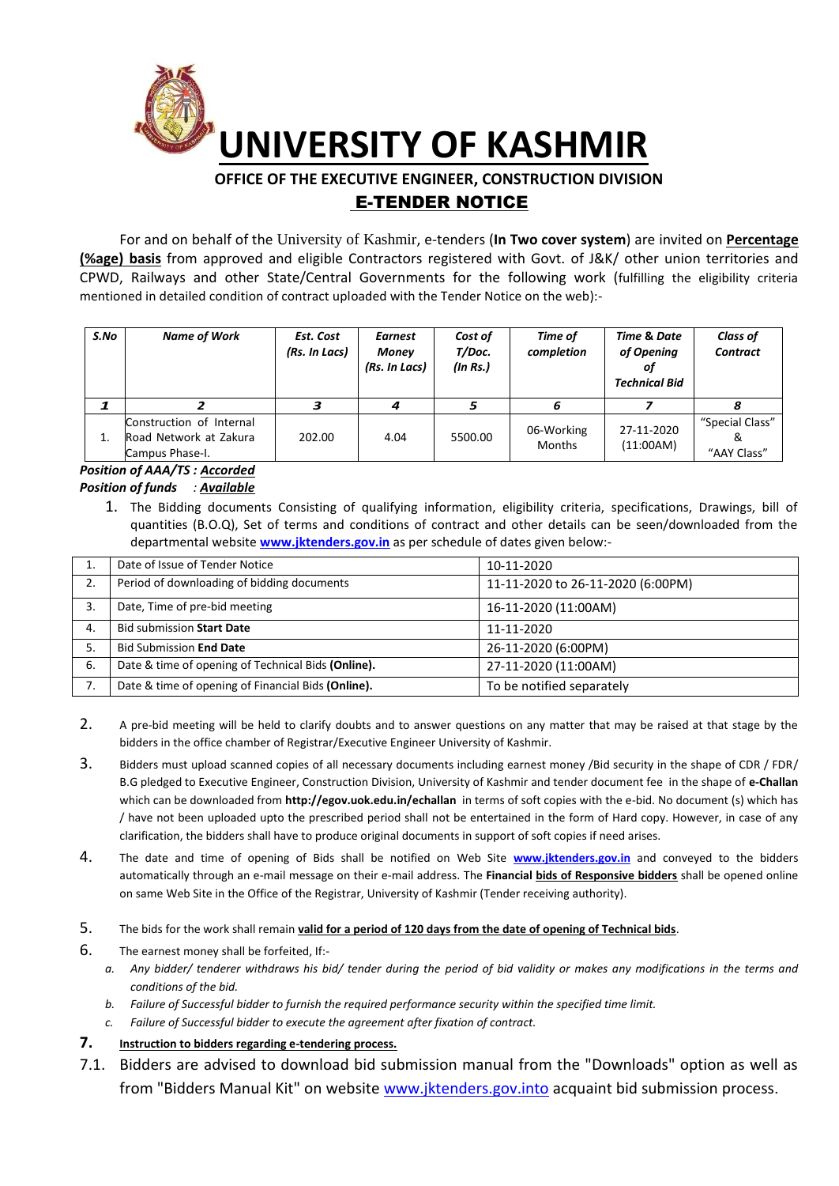# UNIVERSITY OF KASHMIR

## OFFICE OF THE EXECUTIVE ENGINEER, CONSTRUCTION DIVISION

## E-TENDER NOTICE

For and on behalf of the University of Kashmir, e-tenders (**In Two cover system**) are invited on **Percentage (%age) basis** from approved and eligible Contractors registered with Govt. of J&K/ other union territories and CPWD, Railways and other State/Central Governments for the following work (fulfilling the eligibility criteria mentioned in detailed condition of contract uploaded with the Tender Notice on the web):-

| *S.No* | *Name of Work* | *Est. Cost (Rs. In Lacs)* | *Earnest Money (Rs. In Lacs)* | *Cost of T/Doc. (In Rs.)* | *Time of completion* | *Time & Date of Opening of Technical Bid* | *Class of Contract* |
|---|---|---|---|---|---|---|---|
| *1* | *2* | *3* | *4* | *5* | *6* | *7* | *8* |
| 1. | Construction of Internal Road Network at Zakura Campus Phase-I. | 202.00 | 4.04 | 5500.00 | 06-Working Months | 27-11-2020 (11:00AM) | "Special Class" & "AAY Class" |

***Position of AAA/TS : Accorded***
***Position of funds : Available***

1. The Bidding documents Consisting of qualifying information, eligibility criteria, specifications, Drawings, bill of quantities (B.O.Q), Set of terms and conditions of contract and other details can be seen/downloaded from the departmental website **www.jktenders.gov.in** as per schedule of dates given below:-

| 1. | Date of Issue of Tender Notice | 10-11-2020 |
|---|---|---|
| 2. | Period of downloading of bidding documents | 11-11-2020 to 26-11-2020 (6:00PM) |
| 3. | Date, Time of pre-bid meeting | 16-11-2020 (11:00AM) |
| 4. | Bid submission **Start Date** | 11-11-2020 |
| 5. | Bid Submission **End Date** | 26-11-2020 (6:00PM) |
| 6. | Date & time of opening of Technical Bids **(Online).** | 27-11-2020 (11:00AM) |
| 7. | Date & time of opening of Financial Bids **(Online).** | To be notified separately |

2. A pre-bid meeting will be held to clarify doubts and to answer questions on any matter that may be raised at that stage by the bidders in the office chamber of Registrar/Executive Engineer University of Kashmir.

3. Bidders must upload scanned copies of all necessary documents including earnest money /Bid security in the shape of CDR / FDR/ B.G pledged to Executive Engineer, Construction Division, University of Kashmir and tender document fee in the shape of **e-Challan** which can be downloaded from **http://egov.uok.edu.in/echallan** in terms of soft copies with the e-bid. No document (s) which has / have not been uploaded upto the prescribed period shall not be entertained in the form of Hard copy. However, in case of any clarification, the bidders shall have to produce original documents in support of soft copies if need arises.

4. The date and time of opening of Bids shall be notified on Web Site **www.jktenders.gov.in** and conveyed to the bidders automatically through an e-mail message on their e-mail address. The **Financial bids of Responsive bidders** shall be opened online on same Web Site in the Office of the Registrar, University of Kashmir (Tender receiving authority).

5. The bids for the work shall remain **valid for a period of 120 days from the date of opening of Technical bids**.

6. The earnest money shall be forfeited, If:-
   a. *Any bidder/ tenderer withdraws his bid/ tender during the period of bid validity or makes any modifications in the terms and conditions of the bid.*
   b. *Failure of Successful bidder to furnish the required performance security within the specified time limit.*
   c. *Failure of Successful bidder to execute the agreement after fixation of contract.*

7. **Instruction to bidders regarding e-tendering process.**

7.1. Bidders are advised to download bid submission manual from the "Downloads" option as well as from "Bidders Manual Kit" on website www.jktenders.gov.into acquaint bid submission process.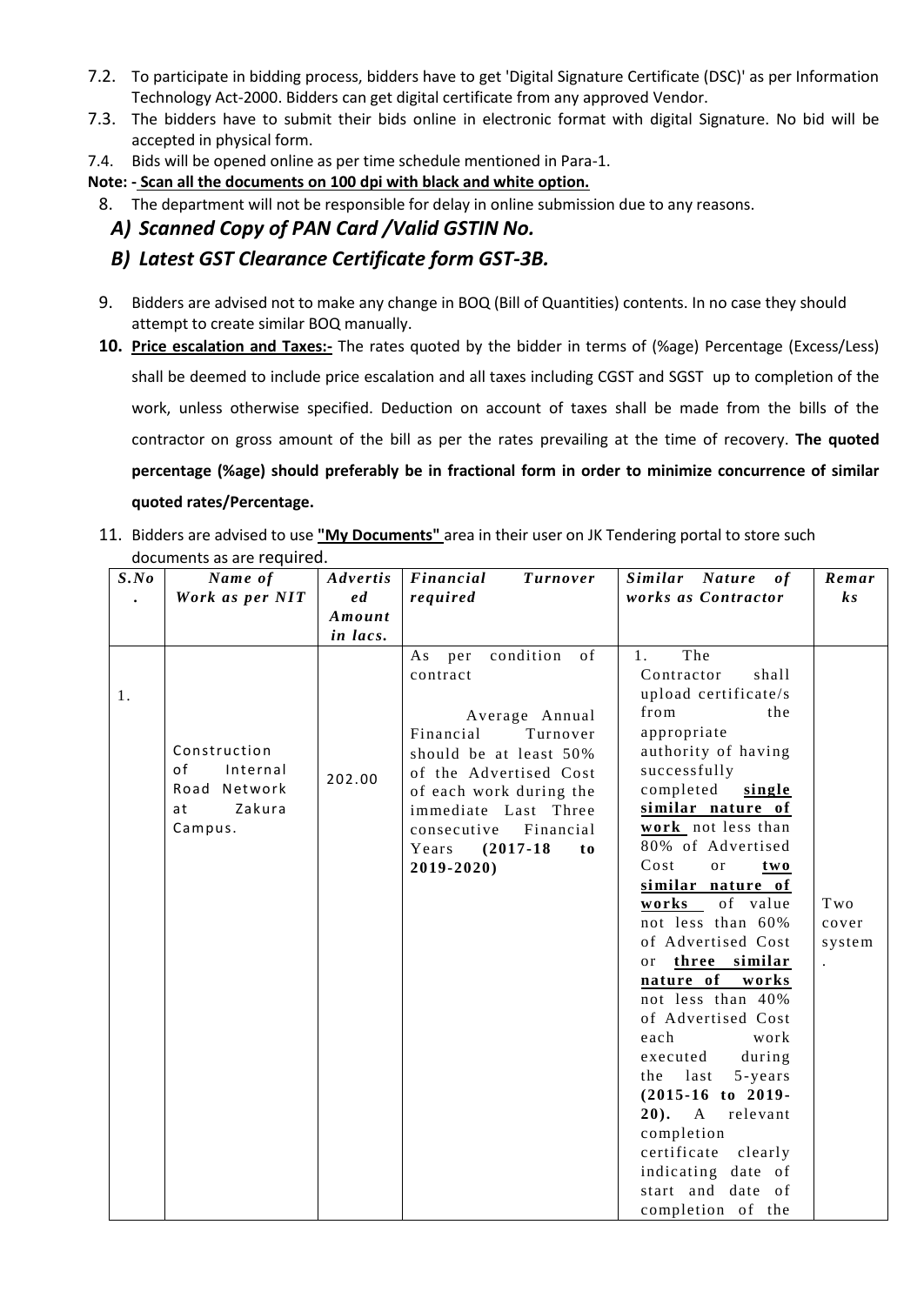7.2. To participate in bidding process, bidders have to get 'Digital Signature Certificate (DSC)' as per Information Technology Act-2000. Bidders can get digital certificate from any approved Vendor.

7.3. The bidders have to submit their bids online in electronic format with digital Signature. No bid will be accepted in physical form.

7.4. Bids will be opened online as per time schedule mentioned in Para-1.

**Note: - Scan all the documents on 100 dpi with black and white option.**

8. The department will not be responsible for delay in online submission due to any reasons.

***A) Scanned Copy of PAN Card /Valid GSTIN No.***

***B) Latest GST Clearance Certificate form GST-3B.***

9. Bidders are advised not to make any change in BOQ (Bill of Quantities) contents. In no case they should attempt to create similar BOQ manually.

10. **Price escalation and Taxes:-** The rates quoted by the bidder in terms of (%age) Percentage (Excess/Less) shall be deemed to include price escalation and all taxes including CGST and SGST up to completion of the work, unless otherwise specified. Deduction on account of taxes shall be made from the bills of the contractor on gross amount of the bill as per the rates prevailing at the time of recovery. **The quoted percentage (%age) should preferably be in fractional form in order to minimize concurrence of similar quoted rates/Percentage.**

11. Bidders are advised to use **"My Documents"** area in their user on JK Tendering portal to store such documents as are required.

| *S.No.* | *Name of Work as per NIT* | *Advertised Amount in lacs.* | *Financial Turnover required* | *Similar Nature of works as Contractor* | *Remarks* |
|---|---|---|---|---|---|
| 1. | Construction of Internal Road Network at Zakura Campus. | 202.00 | As per condition of contract<br><br>Average Annual Financial Turnover should be at least 50% of the Advertised Cost of each work during the immediate Last Three consecutive Financial Years **(2017-18 to 2019-2020)** | 1. The Contractor shall upload certificate/s from the appropriate authority of having successfully completed **single similar nature of work** not less than 80% of Advertised Cost or **two similar nature of works** of value not less than 60% of Advertised Cost or **three similar nature of works** not less than 40% of Advertised Cost each work executed during the last 5-years **(2015-16 to 2019-20).** A relevant completion certificate clearly indicating date of start and date of completion of the | Two cover system. |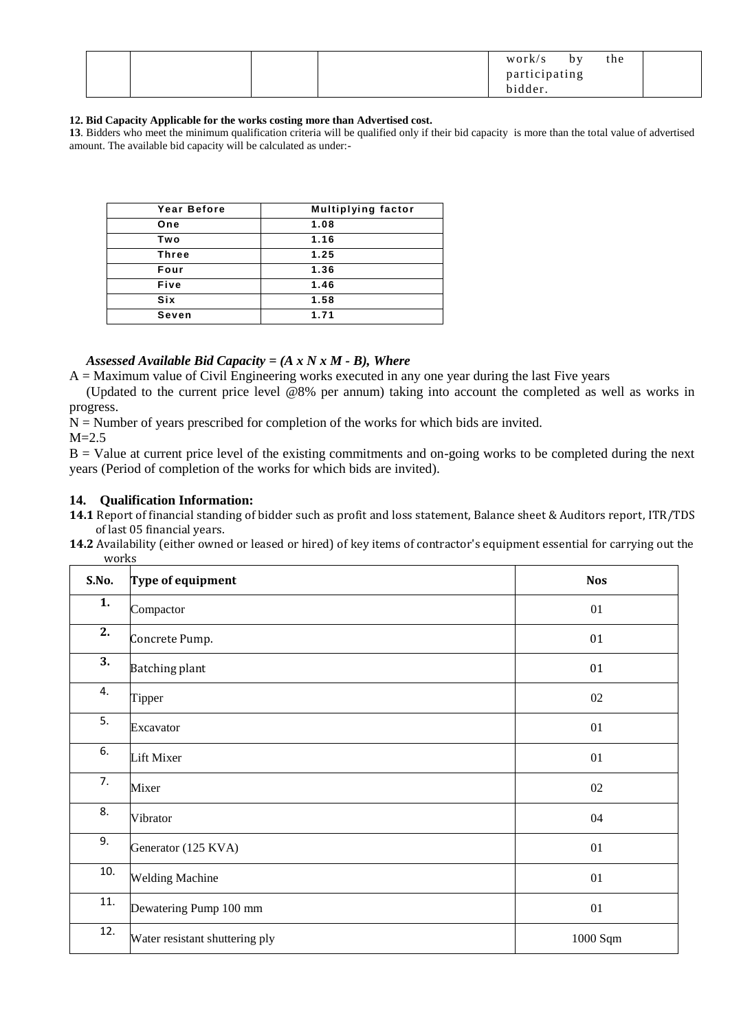|  |  |  |  | work/s by the participating bidder. |  |
|---|---|---|---|---|---|

**12. Bid Capacity Applicable for the works costing more than Advertised cost.**

**13**. Bidders who meet the minimum qualification criteria will be qualified only if their bid capacity is more than the total value of advertised amount. The available bid capacity will be calculated as under:-

| Year Before | Multiplying factor |
|---|---|
| One | 1.08 |
| Two | 1.16 |
| Three | 1.25 |
| Four | 1.36 |
| Five | 1.46 |
| Six | 1.58 |
| Seven | 1.71 |

***Assessed Available Bid Capacity = (A x N x M - B), Where***

A = Maximum value of Civil Engineering works executed in any one year during the last Five years (Updated to the current price level @8% per annum) taking into account the completed as well as works in progress.

N = Number of years prescribed for completion of the works for which bids are invited.

M=2.5

B = Value at current price level of the existing commitments and on-going works to be completed during the next years (Period of completion of the works for which bids are invited).

### 14. Qualification Information:

**14.1** Report of financial standing of bidder such as profit and loss statement, Balance sheet & Auditors report, ITR/TDS of last 05 financial years.

**14.2** Availability (either owned or leased or hired) of key items of contractor's equipment essential for carrying out the works

| S.No. | Type of equipment | Nos |
|---|---|---|
| 1. | Compactor | 01 |
| 2. | Concrete Pump. | 01 |
| 3. | Batching plant | 01 |
| 4. | Tipper | 02 |
| 5. | Excavator | 01 |
| 6. | Lift Mixer | 01 |
| 7. | Mixer | 02 |
| 8. | Vibrator | 04 |
| 9. | Generator (125 KVA) | 01 |
| 10. | Welding Machine | 01 |
| 11. | Dewatering Pump 100 mm | 01 |
| 12. | Water resistant shuttering ply | 1000 Sqm |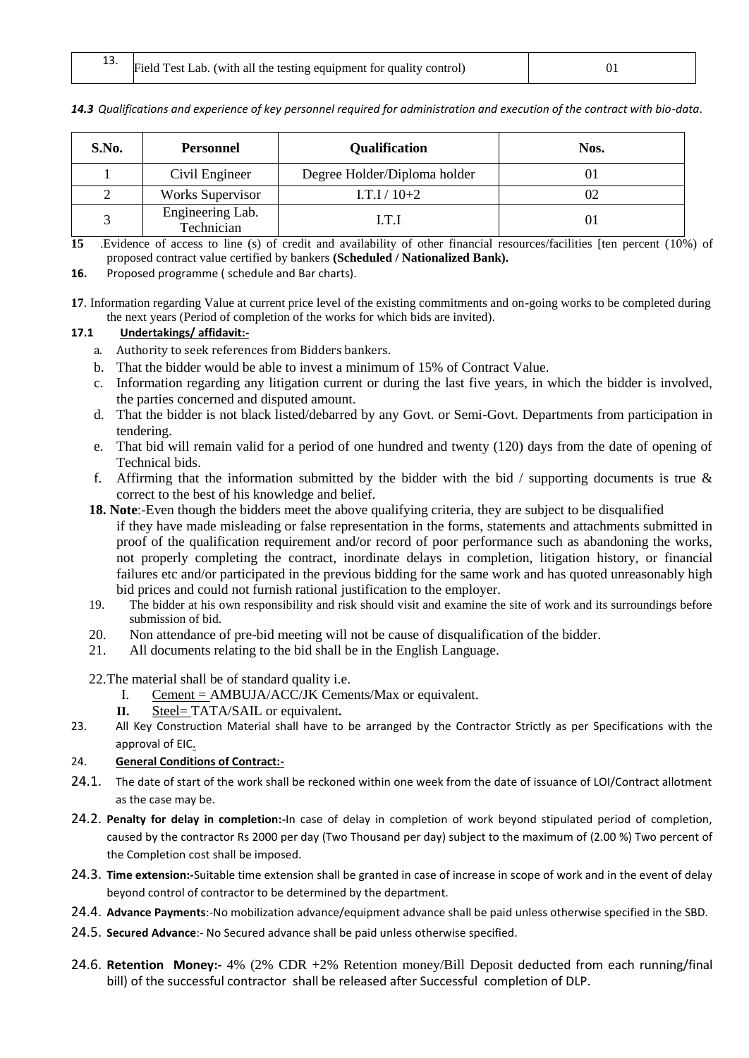| 13. | Field Test Lab. (with all the testing equipment for quality control) | 01 |
|---|---|---|

***14.3*** *Qualifications and experience of key personnel required for administration and execution of the contract with bio-data*.

| S.No. | Personnel | Qualification | Nos. |
|---|---|---|---|
| 1 | Civil Engineer | Degree Holder/Diploma holder | 01 |
| 2 | Works Supervisor | I.T.I / 10+2 | 02 |
| 3 | Engineering Lab. Technician | I.T.I | 01 |

**15** .Evidence of access to line (s) of credit and availability of other financial resources/facilities [ten percent (10%) of proposed contract value certified by bankers **(Scheduled / Nationalized Bank).**

**16.** Proposed programme ( schedule and Bar charts).

**17**. Information regarding Value at current price level of the existing commitments and on-going works to be completed during the next years (Period of completion of the works for which bids are invited).

**17.1 Undertakings/ affidavit:-**

a. Authority to seek references from Bidders bankers.
b. That the bidder would be able to invest a minimum of 15% of Contract Value.
c. Information regarding any litigation current or during the last five years, in which the bidder is involved, the parties concerned and disputed amount.
d. That the bidder is not black listed/debarred by any Govt. or Semi-Govt. Departments from participation in tendering.
e. That bid will remain valid for a period of one hundred and twenty (120) days from the date of opening of Technical bids.
f. Affirming that the information submitted by the bidder with the bid / supporting documents is true & correct to the best of his knowledge and belief.

**18. Note**:-Even though the bidders meet the above qualifying criteria, they are subject to be disqualified if they have made misleading or false representation in the forms, statements and attachments submitted in proof of the qualification requirement and/or record of poor performance such as abandoning the works, not properly completing the contract, inordinate delays in completion, litigation history, or financial failures etc and/or participated in the previous bidding for the same work and has quoted unreasonably high bid prices and could not furnish rational justification to the employer.

19. The bidder at his own responsibility and risk should visit and examine the site of work and its surroundings before submission of bid.

20. Non attendance of pre-bid meeting will not be cause of disqualification of the bidder.

21. All documents relating to the bid shall be in the English Language.

22.The material shall be of standard quality i.e.

I. Cement = AMBUJA/ACC/JK Cements/Max or equivalent.
**II.** Steel= TATA/SAIL or equivalent**.**

23. All Key Construction Material shall have to be arranged by the Contractor Strictly as per Specifications with the approval of EIC.

24. **General Conditions of Contract:-**

24.1. The date of start of the work shall be reckoned within one week from the date of issuance of LOI/Contract allotment as the case may be.

24.2. **Penalty for delay in completion:-**In case of delay in completion of work beyond stipulated period of completion, caused by the contractor Rs 2000 per day (Two Thousand per day) subject to the maximum of (2.00 %) Two percent of the Completion cost shall be imposed.

24.3. **Time extension:-**Suitable time extension shall be granted in case of increase in scope of work and in the event of delay beyond control of contractor to be determined by the department.

24.4. **Advance Payments**:-No mobilization advance/equipment advance shall be paid unless otherwise specified in the SBD.

24.5. **Secured Advance**:- No Secured advance shall be paid unless otherwise specified.

24.6. **Retention Money:-** 4% (2% CDR +2% Retention money/Bill Deposit deducted from each running/final bill) of the successful contractor shall be released after Successful completion of DLP.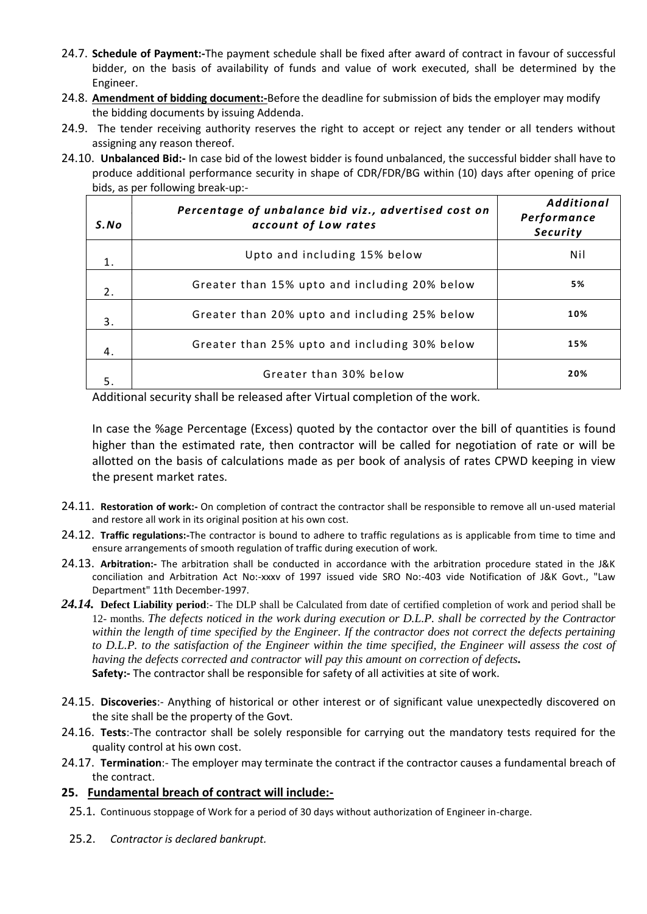24.7. **Schedule of Payment:-**The payment schedule shall be fixed after award of contract in favour of successful bidder, on the basis of availability of funds and value of work executed, shall be determined by the Engineer.

24.8. **Amendment of bidding document:-**Before the deadline for submission of bids the employer may modify the bidding documents by issuing Addenda.

24.9. The tender receiving authority reserves the right to accept or reject any tender or all tenders without assigning any reason thereof.

24.10. **Unbalanced Bid:-** In case bid of the lowest bidder is found unbalanced, the successful bidder shall have to produce additional performance security in shape of CDR/FDR/BG within (10) days after opening of price bids, as per following break-up:-

| *S.No* | *Percentage of unbalance bid viz., advertised cost on account of Low rates* | *Additional Performance Security* |
|---|---|---|
| 1. | Upto and including 15% below | Nil |
| 2. | Greater than 15% upto and including 20% below | 5% |
| 3. | Greater than 20% upto and including 25% below | 10% |
| 4. | Greater than 25% upto and including 30% below | 15% |
| 5. | Greater than 30% below | 20% |

Additional security shall be released after Virtual completion of the work.

In case the %age Percentage (Excess) quoted by the contactor over the bill of quantities is found higher than the estimated rate, then contractor will be called for negotiation of rate or will be allotted on the basis of calculations made as per book of analysis of rates CPWD keeping in view the present market rates.

24.11. **Restoration of work:-** On completion of contract the contractor shall be responsible to remove all un-used material and restore all work in its original position at his own cost.

24.12. **Traffic regulations:-**The contractor is bound to adhere to traffic regulations as is applicable from time to time and ensure arrangements of smooth regulation of traffic during execution of work.

24.13. **Arbitration:-** The arbitration shall be conducted in accordance with the arbitration procedure stated in the J&K conciliation and Arbitration Act No:-xxxv of 1997 issued vide SRO No:-403 vide Notification of J&K Govt., "Law Department" 11th December-1997.

***24.14.*** **Defect Liability period**:- The DLP shall be Calculated from date of certified completion of work and period shall be 12- months. *The defects noticed in the work during execution or D.L.P. shall be corrected by the Contractor within the length of time specified by the Engineer. If the contractor does not correct the defects pertaining to D.L.P. to the satisfaction of the Engineer within the time specified, the Engineer will assess the cost of having the defects corrected and contractor will pay this amount on correction of defects.*

**Safety:-** The contractor shall be responsible for safety of all activities at site of work.

24.15. **Discoveries**:- Anything of historical or other interest or of significant value unexpectedly discovered on the site shall be the property of the Govt.

24.16. **Tests**:-The contractor shall be solely responsible for carrying out the mandatory tests required for the quality control at his own cost.

24.17. **Termination**:- The employer may terminate the contract if the contractor causes a fundamental breach of the contract.

## 25. Fundamental breach of contract will include:-

25.1. Continuous stoppage of Work for a period of 30 days without authorization of Engineer in-charge.

25.2. *Contractor is declared bankrupt.*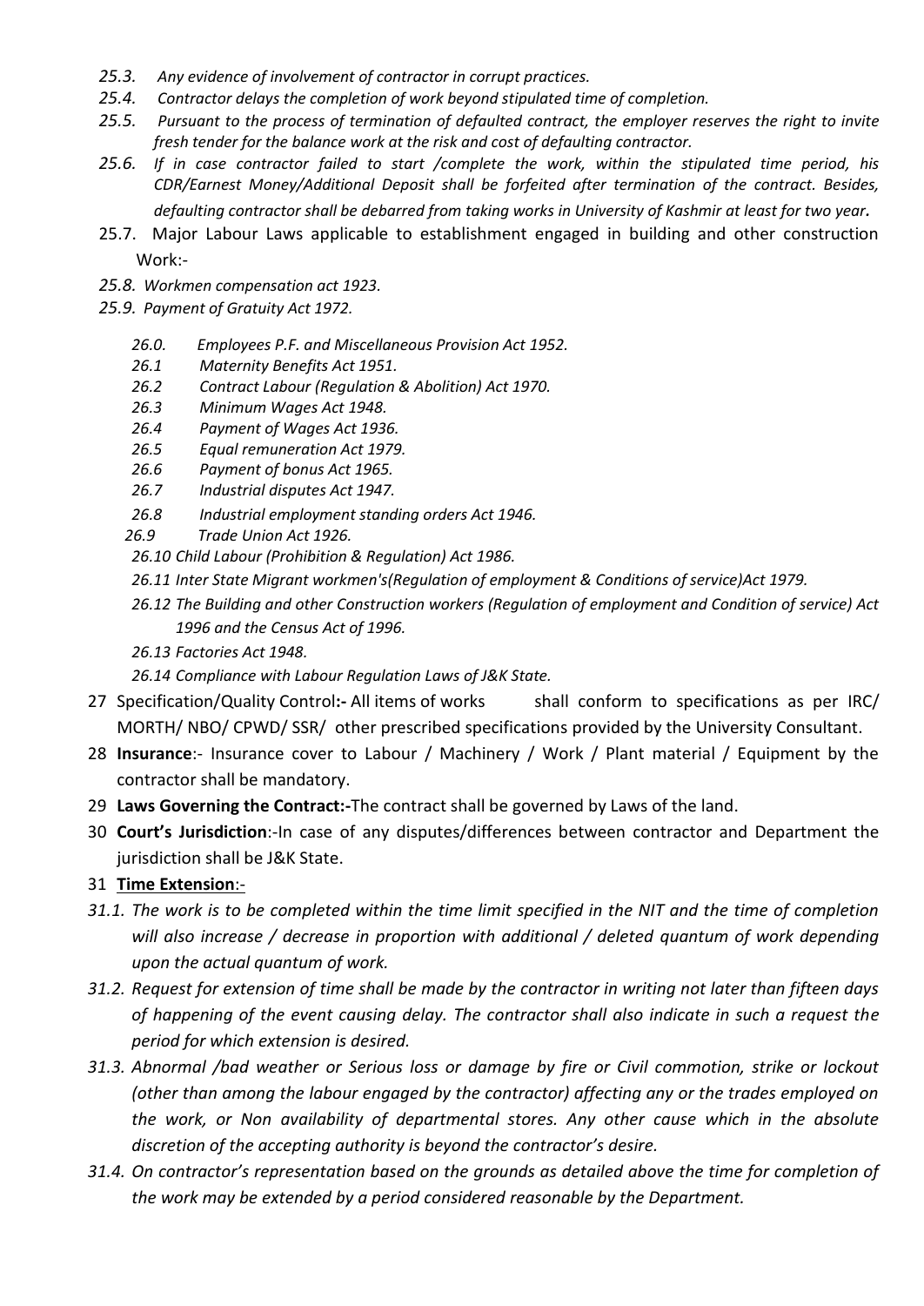*25.3. Any evidence of involvement of contractor in corrupt practices.*

*25.4. Contractor delays the completion of work beyond stipulated time of completion.*

*25.5. Pursuant to the process of termination of defaulted contract, the employer reserves the right to invite fresh tender for the balance work at the risk and cost of defaulting contractor.*

*25.6. If in case contractor failed to start /complete the work, within the stipulated time period, his CDR/Earnest Money/Additional Deposit shall be forfeited after termination of the contract. Besides, defaulting contractor shall be debarred from taking works in University of Kashmir at least for two year.*

25.7. Major Labour Laws applicable to establishment engaged in building and other construction Work:-

*25.8. Workmen compensation act 1923.*

*25.9. Payment of Gratuity Act 1972.*

*26.0. Employees P.F. and Miscellaneous Provision Act 1952.*

*26.1 Maternity Benefits Act 1951.*

*26.2 Contract Labour (Regulation & Abolition) Act 1970.*

*26.3 Minimum Wages Act 1948.*

*26.4 Payment of Wages Act 1936.*

*26.5 Equal remuneration Act 1979.*

*26.6 Payment of bonus Act 1965.*

*26.7 Industrial disputes Act 1947.*

*26.8 Industrial employment standing orders Act 1946.*

*26.9 Trade Union Act 1926.*

*26.10 Child Labour (Prohibition & Regulation) Act 1986.*

*26.11 Inter State Migrant workmen's(Regulation of employment & Conditions of service)Act 1979.*

*26.12 The Building and other Construction workers (Regulation of employment and Condition of service) Act 1996 and the Census Act of 1996.*

*26.13 Factories Act 1948.*

*26.14 Compliance with Labour Regulation Laws of J&K State.*

27 Specification/Quality Control**:-** All items of works shall conform to specifications as per IRC/ MORTH/ NBO/ CPWD/ SSR/ other prescribed specifications provided by the University Consultant.

28 **Insurance**:- Insurance cover to Labour / Machinery / Work / Plant material / Equipment by the contractor shall be mandatory.

29 **Laws Governing the Contract:-**The contract shall be governed by Laws of the land.

30 **Court's Jurisdiction**:-In case of any disputes/differences between contractor and Department the jurisdiction shall be J&K State.

31 **<u>Time Extension</u>**:-

*31.1. The work is to be completed within the time limit specified in the NIT and the time of completion will also increase / decrease in proportion with additional / deleted quantum of work depending upon the actual quantum of work.*

*31.2. Request for extension of time shall be made by the contractor in writing not later than fifteen days of happening of the event causing delay. The contractor shall also indicate in such a request the period for which extension is desired.*

*31.3. Abnormal /bad weather or Serious loss or damage by fire or Civil commotion, strike or lockout (other than among the labour engaged by the contractor) affecting any or the trades employed on the work, or Non availability of departmental stores. Any other cause which in the absolute discretion of the accepting authority is beyond the contractor's desire.*

*31.4. On contractor's representation based on the grounds as detailed above the time for completion of the work may be extended by a period considered reasonable by the Department.*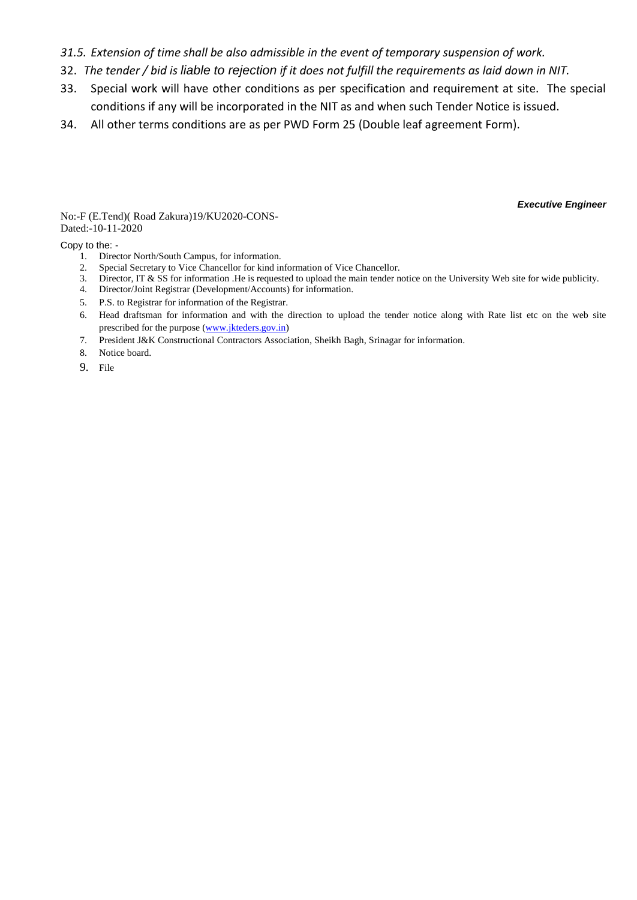*31.5. Extension of time shall be also admissible in the event of temporary suspension of work.*

32. *The tender / bid is liable to rejection if it does not fulfill the requirements as laid down in NIT.*

33. Special work will have other conditions as per specification and requirement at site. The special conditions if any will be incorporated in the NIT as and when such Tender Notice is issued.

34. All other terms conditions are as per PWD Form 25 (Double leaf agreement Form).

***Executive Engineer***

No:-F (E.Tend)( Road Zakura)19/KU2020-CONS-
Dated:-10-11-2020

Copy to the: -

1. Director North/South Campus, for information.
2. Special Secretary to Vice Chancellor for kind information of Vice Chancellor.
3. Director, IT & SS for information .He is requested to upload the main tender notice on the University Web site for wide publicity.
4. Director/Joint Registrar (Development/Accounts) for information.
5. P.S. to Registrar for information of the Registrar.
6. Head draftsman for information and with the direction to upload the tender notice along with Rate list etc on the web site prescribed for the purpose (www.jkteders.gov.in)
7. President J&K Constructional Contractors Association, Sheikh Bagh, Srinagar for information.
8. Notice board.
9. File